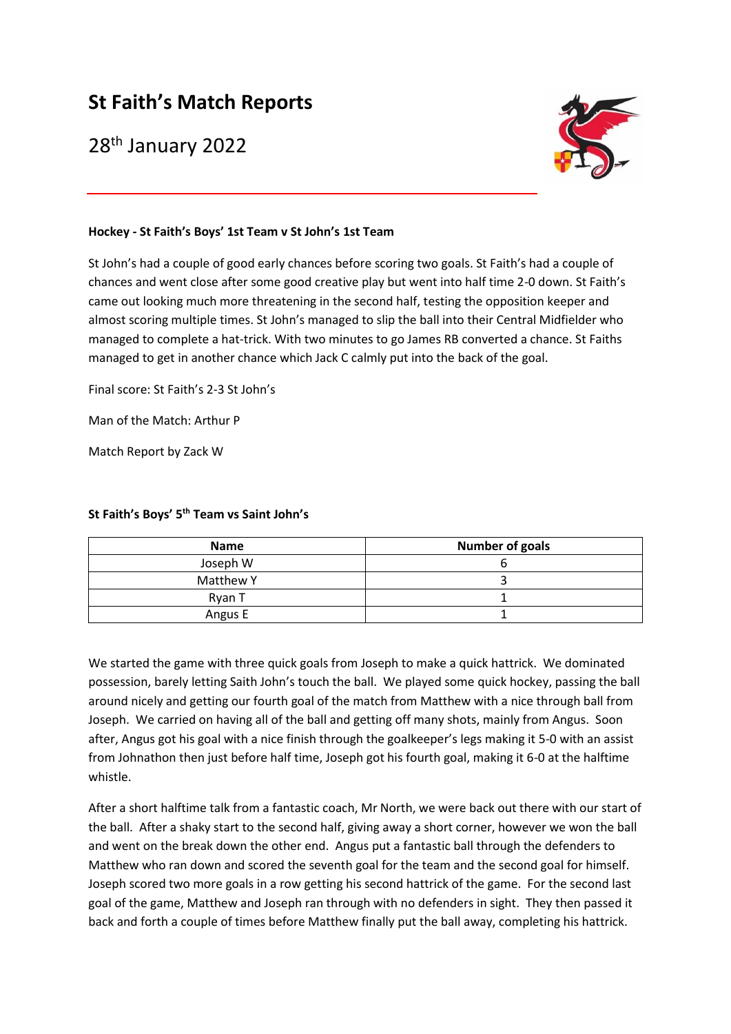# St Faith's Match Reports

28th January 2022

**Hockey - St Faith's Boys' 1st Team v St John's 1st Team**

St John's had a couple of good early chances before scoring two goals. St Faith's had a couple of chances and went close after some good creative play but went into half time 2-0 down. St Faith's came out looking much more threatening in the second half, testing the opposition keeper and almost scoring multiple times. St John's managed to slip the ball into their Central Midfielder who managed to complete a hat-trick. With two minutes to go James RB converted a chance. St Faiths managed to get in another chance which Jack C calmly put into the back of the goal.

Final score: St Faith's 2-3 St John's

Man of the Match: Arthur P

Match Report by Zack W

**St Faith's Boys' 5th Team vs Saint John's**

| Name | Number of goals |
| --- | --- |
| Joseph W | 6 |
| Matthew Y | 3 |
| Ryan T | 1 |
| Angus E | 1 |

We started the game with three quick goals from Joseph to make a quick hattrick. We dominated possession, barely letting Saith John's touch the ball. We played some quick hockey, passing the ball around nicely and getting our fourth goal of the match from Matthew with a nice through ball from Joseph. We carried on having all of the ball and getting off many shots, mainly from Angus. Soon after, Angus got his goal with a nice finish through the goalkeeper's legs making it 5-0 with an assist from Johnathon then just before half time, Joseph got his fourth goal, making it 6-0 at the halftime whistle.

After a short halftime talk from a fantastic coach, Mr North, we were back out there with our start of the ball. After a shaky start to the second half, giving away a short corner, however we won the ball and went on the break down the other end. Angus put a fantastic ball through the defenders to Matthew who ran down and scored the seventh goal for the team and the second goal for himself. Joseph scored two more goals in a row getting his second hattrick of the game. For the second last goal of the game, Matthew and Joseph ran through with no defenders in sight. They then passed it back and forth a couple of times before Matthew finally put the ball away, completing his hattrick.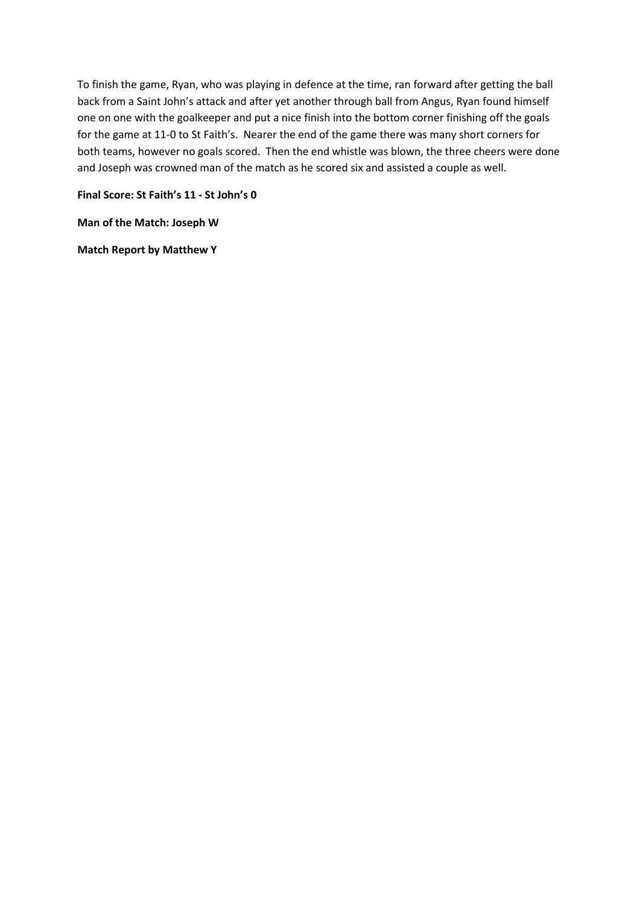To finish the game, Ryan, who was playing in defence at the time, ran forward after getting the ball back from a Saint John's attack and after yet another through ball from Angus, Ryan found himself one on one with the goalkeeper and put a nice finish into the bottom corner finishing off the goals for the game at 11-0 to St Faith's. Nearer the end of the game there was many short corners for both teams, however no goals scored. Then the end whistle was blown, the three cheers were done and Joseph was crowned man of the match as he scored six and assisted a couple as well.

**Final Score: St Faith's 11 - St John's 0**

**Man of the Match: Joseph W**

**Match Report by Matthew Y**